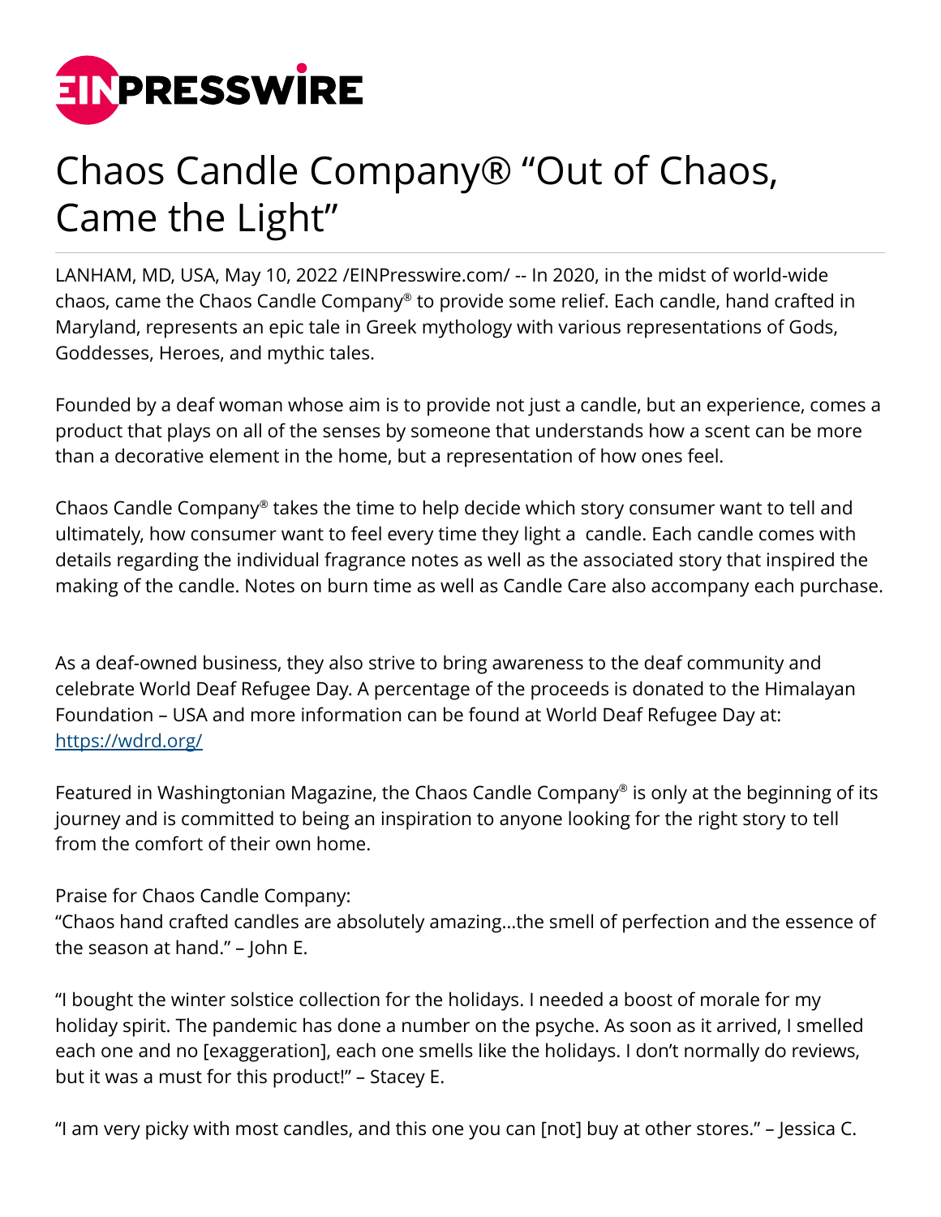# Chaos Candle Company® "Out of Chaos, Came the Light"

LANHAM, MD, USA, May 10, 2022 /EINPresswire.com/ -- In 2020, in the midst of world-wide chaos, came the Chaos Candle Company® to provide some relief. Each candle, hand crafted in Maryland, represents an epic tale in Greek mythology with various representations of Gods, Goddesses, Heroes, and mythic tales.

Founded by a deaf woman whose aim is to provide not just a candle, but an experience, comes a product that plays on all of the senses by someone that understands how a scent can be more than a decorative element in the home, but a representation of how ones feel.

Chaos Candle Company® takes the time to help decide which story consumer want to tell and ultimately, how consumer want to feel every time they light a candle. Each candle comes with details regarding the individual fragrance notes as well as the associated story that inspired the making of the candle. Notes on burn time as well as Candle Care also accompany each purchase.

As a deaf-owned business, they also strive to bring awareness to the deaf community and celebrate World Deaf Refugee Day. A percentage of the proceeds is donated to the Himalayan Foundation – USA and more information can be found at World Deaf Refugee Day at: https://wdrd.org/

Featured in Washingtonian Magazine, the Chaos Candle Company® is only at the beginning of its journey and is committed to being an inspiration to anyone looking for the right story to tell from the comfort of their own home.

Praise for Chaos Candle Company:
"Chaos hand crafted candles are absolutely amazing…the smell of perfection and the essence of the season at hand." – John E.

"I bought the winter solstice collection for the holidays. I needed a boost of morale for my holiday spirit. The pandemic has done a number on the psyche. As soon as it arrived, I smelled each one and no [exaggeration], each one smells like the holidays. I don't normally do reviews, but it was a must for this product!" – Stacey E.

"I am very picky with most candles, and this one you can [not] buy at other stores." – Jessica C.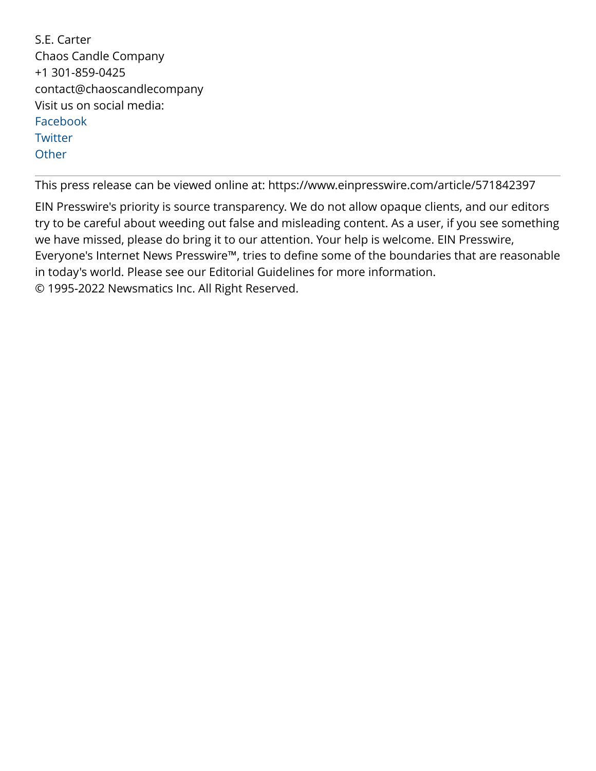S.E. Carter
Chaos Candle Company
+1 301-859-0425
contact@chaoscandlecompany
Visit us on social media:
Facebook
Twitter
Other

---

This press release can be viewed online at: https://www.einpresswire.com/article/571842397

EIN Presswire's priority is source transparency. We do not allow opaque clients, and our editors try to be careful about weeding out false and misleading content. As a user, if you see something we have missed, please do bring it to our attention. Your help is welcome. EIN Presswire, Everyone's Internet News Presswire™, tries to define some of the boundaries that are reasonable in today's world. Please see our Editorial Guidelines for more information.
© 1995-2022 Newsmatics Inc. All Right Reserved.